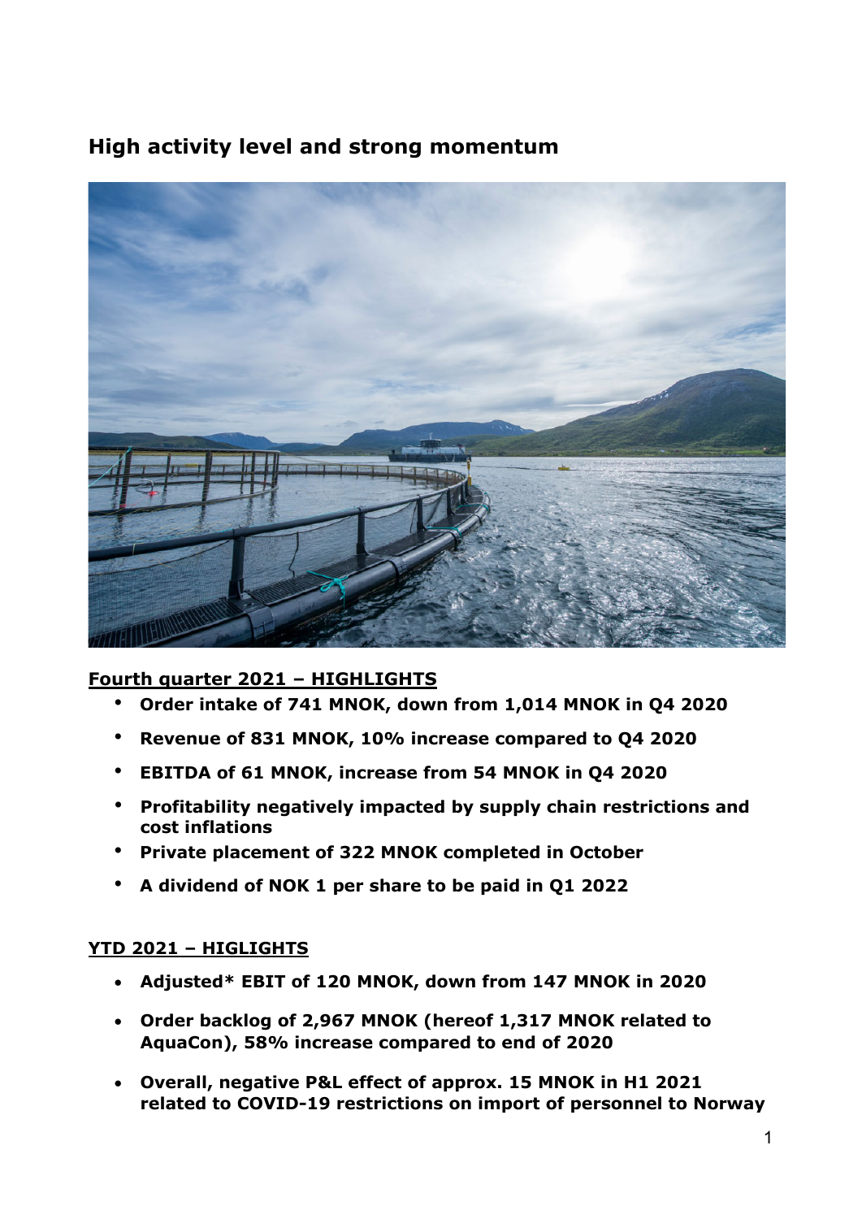# High activity level and strong momentum

## Fourth quarter 2021 – HIGHLIGHTS

- **Order intake of 741 MNOK, down from 1,014 MNOK in Q4 2020**
- **Revenue of 831 MNOK, 10% increase compared to Q4 2020**
- **EBITDA of 61 MNOK, increase from 54 MNOK in Q4 2020**
- **Profitability negatively impacted by supply chain restrictions and cost inflations**
- **Private placement of 322 MNOK completed in October**
- **A dividend of NOK 1 per share to be paid in Q1 2022**

## YTD 2021 – HIGLIGHTS

- **Adjusted* EBIT of 120 MNOK, down from 147 MNOK in 2020**
- **Order backlog of 2,967 MNOK (hereof 1,317 MNOK related to AquaCon), 58% increase compared to end of 2020**
- **Overall, negative P&L effect of approx. 15 MNOK in H1 2021 related to COVID-19 restrictions on import of personnel to Norway**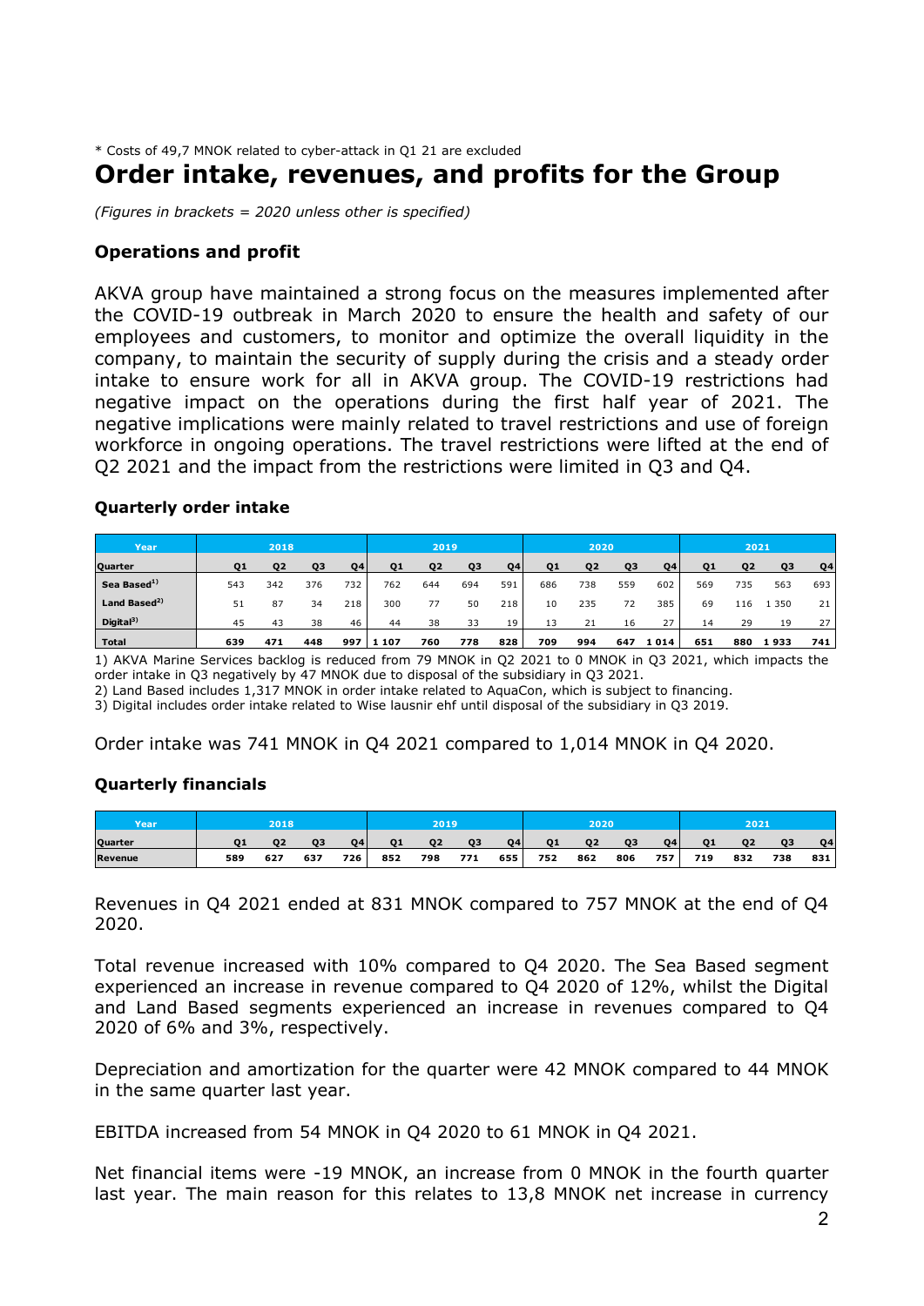* Costs of 49,7 MNOK related to cyber-attack in Q1 21 are excluded

# Order intake, revenues, and profits for the Group

*(Figures in brackets = 2020 unless other is specified)*

### Operations and profit

AKVA group have maintained a strong focus on the measures implemented after the COVID-19 outbreak in March 2020 to ensure the health and safety of our employees and customers, to monitor and optimize the overall liquidity in the company, to maintain the security of supply during the crisis and a steady order intake to ensure work for all in AKVA group. The COVID-19 restrictions had negative impact on the operations during the first half year of 2021. The negative implications were mainly related to travel restrictions and use of foreign workforce in ongoing operations. The travel restrictions were lifted at the end of Q2 2021 and the impact from the restrictions were limited in Q3 and Q4.

#### Quarterly order intake

| Year | 2018 | | | | 2019 | | | | 2020 | | | | 2021 | | | |
|---|---|---|---|---|---|---|---|---|---|---|---|---|---|---|---|---|
| Quarter | Q1 | Q2 | Q3 | Q4 | Q1 | Q2 | Q3 | Q4 | Q1 | Q2 | Q3 | Q4 | Q1 | Q2 | Q3 | Q4 |
| Sea Based[1] | 543 | 342 | 376 | 732 | 762 | 644 | 694 | 591 | 686 | 738 | 559 | 602 | 569 | 735 | 563 | 693 |
| Land Based[2] | 51 | 87 | 34 | 218 | 300 | 77 | 50 | 218 | 10 | 235 | 72 | 385 | 69 | 116 | 1 350 | 21 |
| Digital[3] | 45 | 43 | 38 | 46 | 44 | 38 | 33 | 19 | 13 | 21 | 16 | 27 | 14 | 29 | 19 | 27 |
| **Total** | **639** | **471** | **448** | **997** | **1 107** | **760** | **778** | **828** | **709** | **994** | **647** | **1 014** | **651** | **880** | **1 933** | **741** |

1) AKVA Marine Services backlog is reduced from 79 MNOK in Q2 2021 to 0 MNOK in Q3 2021, which impacts the order intake in Q3 negatively by 47 MNOK due to disposal of the subsidiary in Q3 2021.
2) Land Based includes 1,317 MNOK in order intake related to AquaCon, which is subject to financing.
3) Digital includes order intake related to Wise lausnir ehf until disposal of the subsidiary in Q3 2019.

Order intake was 741 MNOK in Q4 2021 compared to 1,014 MNOK in Q4 2020.

#### Quarterly financials

| Year | 2018 | | | | 2019 | | | | 2020 | | | | 2021 | | | |
|---|---|---|---|---|---|---|---|---|---|---|---|---|---|---|---|---|
| Quarter | Q1 | Q2 | Q3 | Q4 | Q1 | Q2 | Q3 | Q4 | Q1 | Q2 | Q3 | Q4 | Q1 | Q2 | Q3 | Q4 |
| Revenue | 589 | 627 | 637 | 726 | 852 | 798 | 771 | 655 | 752 | 862 | 806 | 757 | 719 | 832 | 738 | 831 |

Revenues in Q4 2021 ended at 831 MNOK compared to 757 MNOK at the end of Q4 2020.

Total revenue increased with 10% compared to Q4 2020. The Sea Based segment experienced an increase in revenue compared to Q4 2020 of 12%, whilst the Digital and Land Based segments experienced an increase in revenues compared to Q4 2020 of 6% and 3%, respectively.

Depreciation and amortization for the quarter were 42 MNOK compared to 44 MNOK in the same quarter last year.

EBITDA increased from 54 MNOK in Q4 2020 to 61 MNOK in Q4 2021.

Net financial items were -19 MNOK, an increase from 0 MNOK in the fourth quarter last year. The main reason for this relates to 13,8 MNOK net increase in currency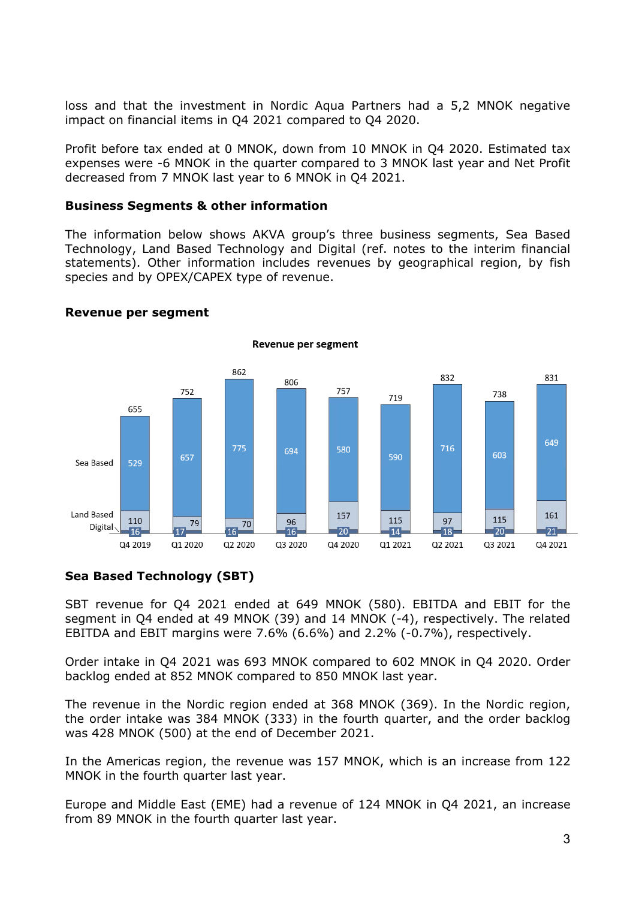loss and that the investment in Nordic Aqua Partners had a 5,2 MNOK negative impact on financial items in Q4 2021 compared to Q4 2020.

Profit before tax ended at 0 MNOK, down from 10 MNOK in Q4 2020. Estimated tax expenses were -6 MNOK in the quarter compared to 3 MNOK last year and Net Profit decreased from 7 MNOK last year to 6 MNOK in Q4 2021.

### Business Segments & other information

The information below shows AKVA group's three business segments, Sea Based Technology, Land Based Technology and Digital (ref. notes to the interim financial statements). Other information includes revenues by geographical region, by fish species and by OPEX/CAPEX type of revenue.

### Revenue per segment

**Revenue per segment**

| | Q4 2019 | Q1 2020 | Q2 2020 | Q3 2020 | Q4 2020 | Q1 2021 | Q2 2021 | Q3 2021 | Q4 2021 |
|---|---|---|---|---|---|---|---|---|---|
| Sea Based | 529 | 657 | 775 | 694 | 580 | 590 | 716 | 603 | 649 |
| Land Based | 110 | 79 | 70 | 96 | 157 | 115 | 97 | 115 | 161 |
| Digital | 16 | 17 | 16 | 16 | 20 | 14 | 18 | 20 | 21 |
| Total | 655 | 752 | 862 | 806 | 757 | 719 | 832 | 738 | 831 |

### Sea Based Technology (SBT)

SBT revenue for Q4 2021 ended at 649 MNOK (580). EBITDA and EBIT for the segment in Q4 ended at 49 MNOK (39) and 14 MNOK (-4), respectively. The related EBITDA and EBIT margins were 7.6% (6.6%) and 2.2% (-0.7%), respectively.

Order intake in Q4 2021 was 693 MNOK compared to 602 MNOK in Q4 2020. Order backlog ended at 852 MNOK compared to 850 MNOK last year.

The revenue in the Nordic region ended at 368 MNOK (369). In the Nordic region, the order intake was 384 MNOK (333) in the fourth quarter, and the order backlog was 428 MNOK (500) at the end of December 2021.

In the Americas region, the revenue was 157 MNOK, which is an increase from 122 MNOK in the fourth quarter last year.

Europe and Middle East (EME) had a revenue of 124 MNOK in Q4 2021, an increase from 89 MNOK in the fourth quarter last year.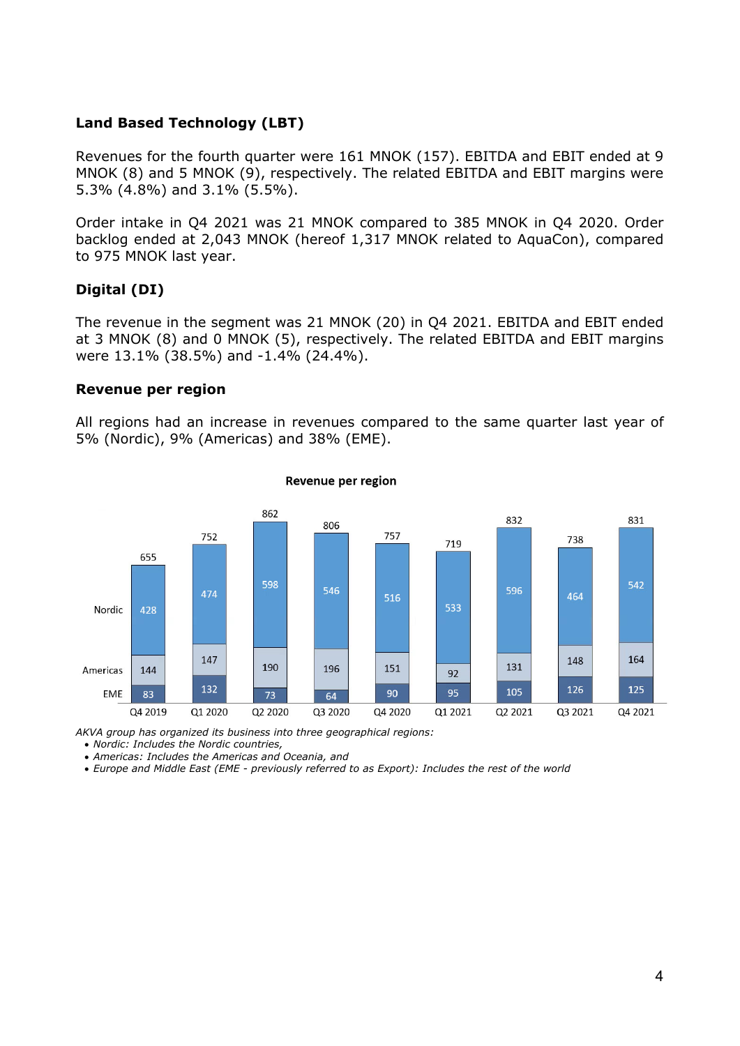## Land Based Technology (LBT)

Revenues for the fourth quarter were 161 MNOK (157). EBITDA and EBIT ended at 9 MNOK (8) and 5 MNOK (9), respectively. The related EBITDA and EBIT margins were 5.3% (4.8%) and 3.1% (5.5%).

Order intake in Q4 2021 was 21 MNOK compared to 385 MNOK in Q4 2020. Order backlog ended at 2,043 MNOK (hereof 1,317 MNOK related to AquaCon), compared to 975 MNOK last year.

## Digital (DI)

The revenue in the segment was 21 MNOK (20) in Q4 2021. EBITDA and EBIT ended at 3 MNOK (8) and 0 MNOK (5), respectively. The related EBITDA and EBIT margins were 13.1% (38.5%) and -1.4% (24.4%).

## Revenue per region

All regions had an increase in revenues compared to the same quarter last year of 5% (Nordic), 9% (Americas) and 38% (EME).

**Revenue per region**

| | Q4 2019 | Q1 2020 | Q2 2020 | Q3 2020 | Q4 2020 | Q1 2021 | Q2 2021 | Q3 2021 | Q4 2021 |
|---|---|---|---|---|---|---|---|---|---|
| Nordic | 428 | 474 | 598 | 546 | 516 | 533 | 596 | 464 | 542 |
| Americas | 144 | 147 | 190 | 196 | 151 | 92 | 131 | 148 | 164 |
| EME | 83 | 132 | 73 | 64 | 90 | 95 | 105 | 126 | 125 |
| Total | 655 | 752 | 862 | 806 | 757 | 719 | 832 | 738 | 831 |

*AKVA group has organized its business into three geographical regions:*

- *Nordic: Includes the Nordic countries,*
- *Americas: Includes the Americas and Oceania, and*
- *Europe and Middle East (EME - previously referred to as Export): Includes the rest of the world*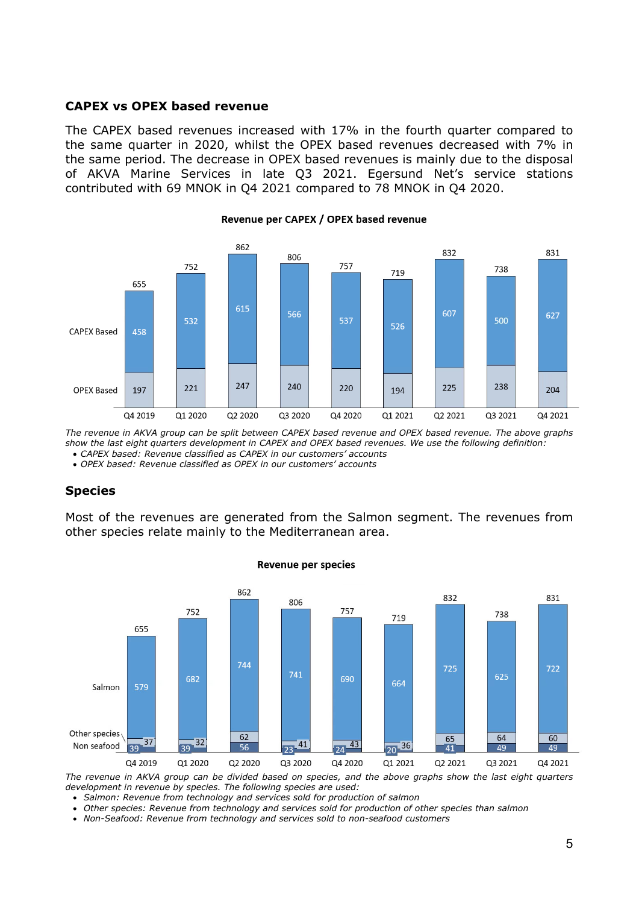### CAPEX vs OPEX based revenue

The CAPEX based revenues increased with 17% in the fourth quarter compared to the same quarter in 2020, whilst the OPEX based revenues decreased with 7% in the same period. The decrease in OPEX based revenues is mainly due to the disposal of AKVA Marine Services in late Q3 2021. Egersund Net's service stations contributed with 69 MNOK in Q4 2021 compared to 78 MNOK in Q4 2020.

**Revenue per CAPEX / OPEX based revenue**

| | Q4 2019 | Q1 2020 | Q2 2020 | Q3 2020 | Q4 2020 | Q1 2021 | Q2 2021 | Q3 2021 | Q4 2021 |
|---|---|---|---|---|---|---|---|---|---|
| CAPEX Based | 458 | 532 | 615 | 566 | 537 | 526 | 607 | 500 | 627 |
| OPEX Based | 197 | 221 | 247 | 240 | 220 | 194 | 225 | 238 | 204 |
| Total | 655 | 752 | 862 | 806 | 757 | 719 | 832 | 738 | 831 |

*The revenue in AKVA group can be split between CAPEX based revenue and OPEX based revenue. The above graphs show the last eight quarters development in CAPEX and OPEX based revenues. We use the following definition:*

- *CAPEX based: Revenue classified as CAPEX in our customers' accounts*
- *OPEX based: Revenue classified as OPEX in our customers' accounts*

### Species

Most of the revenues are generated from the Salmon segment. The revenues from other species relate mainly to the Mediterranean area.

**Revenue per species**

| | Q4 2019 | Q1 2020 | Q2 2020 | Q3 2020 | Q4 2020 | Q1 2021 | Q2 2021 | Q3 2021 | Q4 2021 |
|---|---|---|---|---|---|---|---|---|---|
| Salmon | 579 | 682 | 744 | 741 | 690 | 664 | 725 | 625 | 722 |
| Other species | 37 | 32 | 62 | 41 | 43 | 36 | 65 | 64 | 60 |
| Non seafood | 39 | 39 | 56 | 23 | 24 | 20 | 41 | 49 | 49 |
| Total | 655 | 752 | 862 | 806 | 757 | 719 | 832 | 738 | 831 |

*The revenue in AKVA group can be divided based on species, and the above graphs show the last eight quarters development in revenue by species. The following species are used:*

- *Salmon: Revenue from technology and services sold for production of salmon*
- *Other species: Revenue from technology and services sold for production of other species than salmon*
- *Non-Seafood: Revenue from technology and services sold to non-seafood customers*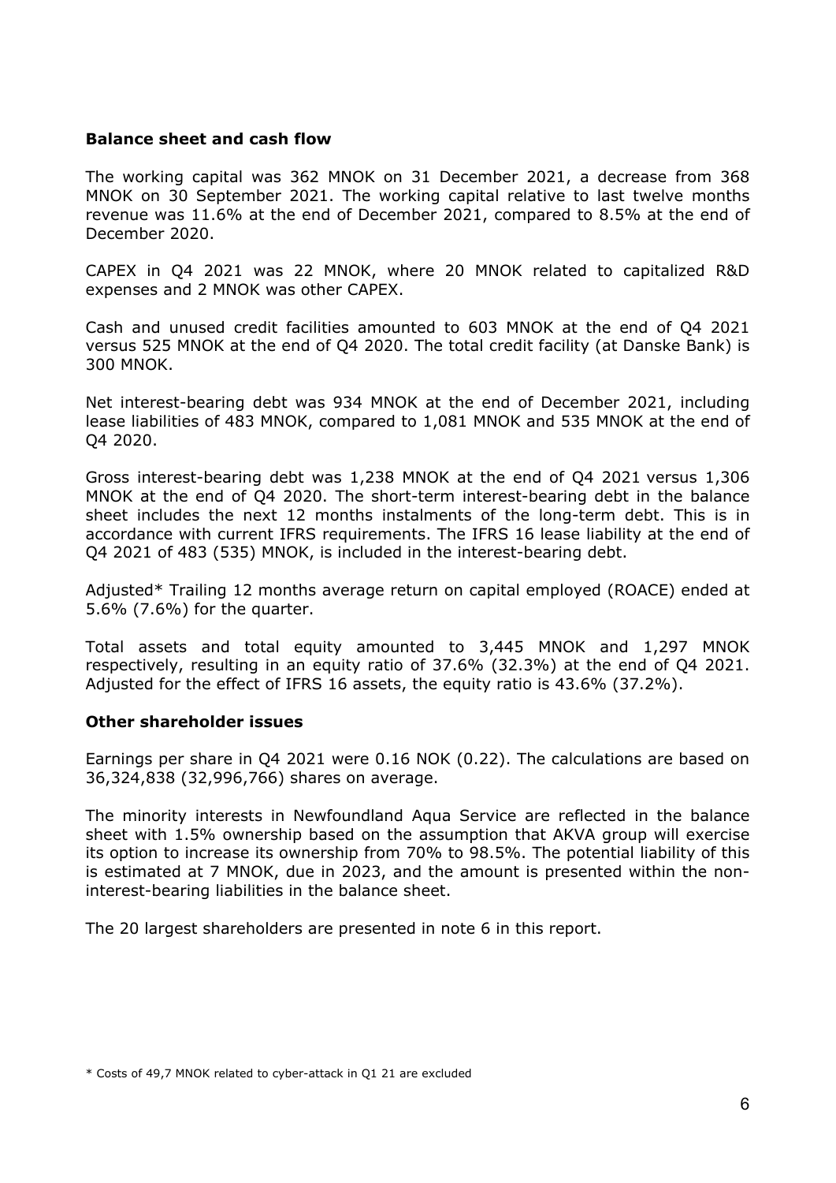**Balance sheet and cash flow**

The working capital was 362 MNOK on 31 December 2021, a decrease from 368 MNOK on 30 September 2021. The working capital relative to last twelve months revenue was 11.6% at the end of December 2021, compared to 8.5% at the end of December 2020.

CAPEX in Q4 2021 was 22 MNOK, where 20 MNOK related to capitalized R&D expenses and 2 MNOK was other CAPEX.

Cash and unused credit facilities amounted to 603 MNOK at the end of Q4 2021 versus 525 MNOK at the end of Q4 2020. The total credit facility (at Danske Bank) is 300 MNOK.

Net interest-bearing debt was 934 MNOK at the end of December 2021, including lease liabilities of 483 MNOK, compared to 1,081 MNOK and 535 MNOK at the end of Q4 2020.

Gross interest-bearing debt was 1,238 MNOK at the end of Q4 2021 versus 1,306 MNOK at the end of Q4 2020. The short-term interest-bearing debt in the balance sheet includes the next 12 months instalments of the long-term debt. This is in accordance with current IFRS requirements. The IFRS 16 lease liability at the end of Q4 2021 of 483 (535) MNOK, is included in the interest-bearing debt.

Adjusted* Trailing 12 months average return on capital employed (ROACE) ended at 5.6% (7.6%) for the quarter.

Total assets and total equity amounted to 3,445 MNOK and 1,297 MNOK respectively, resulting in an equity ratio of 37.6% (32.3%) at the end of Q4 2021. Adjusted for the effect of IFRS 16 assets, the equity ratio is 43.6% (37.2%).

**Other shareholder issues**

Earnings per share in Q4 2021 were 0.16 NOK (0.22). The calculations are based on 36,324,838 (32,996,766) shares on average.

The minority interests in Newfoundland Aqua Service are reflected in the balance sheet with 1.5% ownership based on the assumption that AKVA group will exercise its option to increase its ownership from 70% to 98.5%. The potential liability of this is estimated at 7 MNOK, due in 2023, and the amount is presented within the non-interest-bearing liabilities in the balance sheet.

The 20 largest shareholders are presented in note 6 in this report.

* Costs of 49,7 MNOK related to cyber-attack in Q1 21 are excluded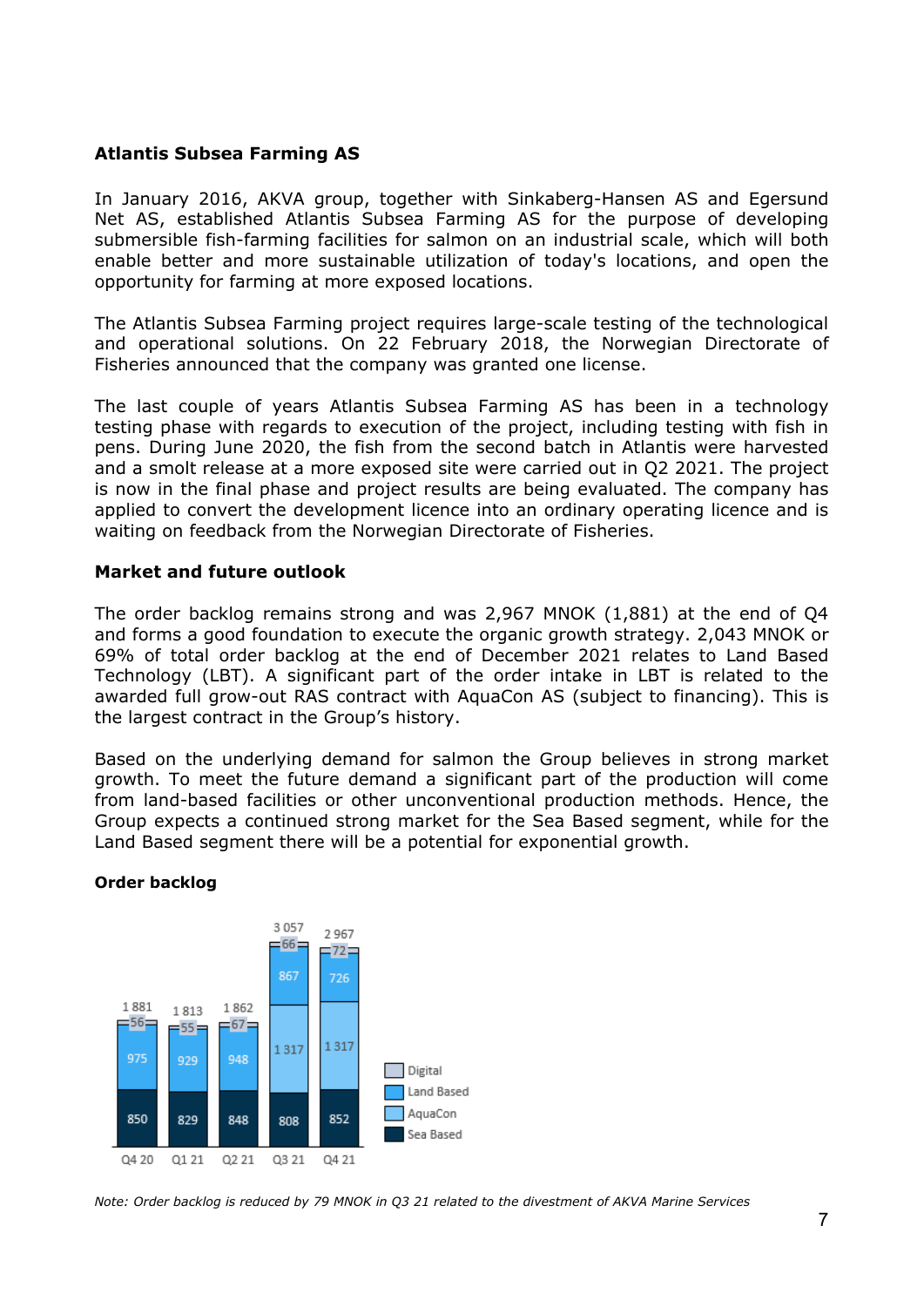### Atlantis Subsea Farming AS

In January 2016, AKVA group, together with Sinkaberg-Hansen AS and Egersund Net AS, established Atlantis Subsea Farming AS for the purpose of developing submersible fish-farming facilities for salmon on an industrial scale, which will both enable better and more sustainable utilization of today's locations, and open the opportunity for farming at more exposed locations.

The Atlantis Subsea Farming project requires large-scale testing of the technological and operational solutions. On 22 February 2018, the Norwegian Directorate of Fisheries announced that the company was granted one license.

The last couple of years Atlantis Subsea Farming AS has been in a technology testing phase with regards to execution of the project, including testing with fish in pens. During June 2020, the fish from the second batch in Atlantis were harvested and a smolt release at a more exposed site were carried out in Q2 2021. The project is now in the final phase and project results are being evaluated. The company has applied to convert the development licence into an ordinary operating licence and is waiting on feedback from the Norwegian Directorate of Fisheries.

### Market and future outlook

The order backlog remains strong and was 2,967 MNOK (1,881) at the end of Q4 and forms a good foundation to execute the organic growth strategy. 2,043 MNOK or 69% of total order backlog at the end of December 2021 relates to Land Based Technology (LBT). A significant part of the order intake in LBT is related to the awarded full grow-out RAS contract with AquaCon AS (subject to financing). This is the largest contract in the Group's history.

Based on the underlying demand for salmon the Group believes in strong market growth. To meet the future demand a significant part of the production will come from land-based facilities or other unconventional production methods. Hence, the Group expects a continued strong market for the Sea Based segment, while for the Land Based segment there will be a potential for exponential growth.

### Order backlog

| | Q4 20 | Q1 21 | Q2 21 | Q3 21 | Q4 21 |
|---|---|---|---|---|---|
| Digital | 56 | 55 | 67 | 66 | 72 |
| Land Based | 975 | 929 | 948 | 867 | 726 |
| AquaCon | | | | 1 317 | 1 317 |
| Sea Based | 850 | 829 | 848 | 808 | 852 |
| Total | 1 881 | 1 813 | 1 862 | 3 057 | 2 967 |

*Note: Order backlog is reduced by 79 MNOK in Q3 21 related to the divestment of AKVA Marine Services*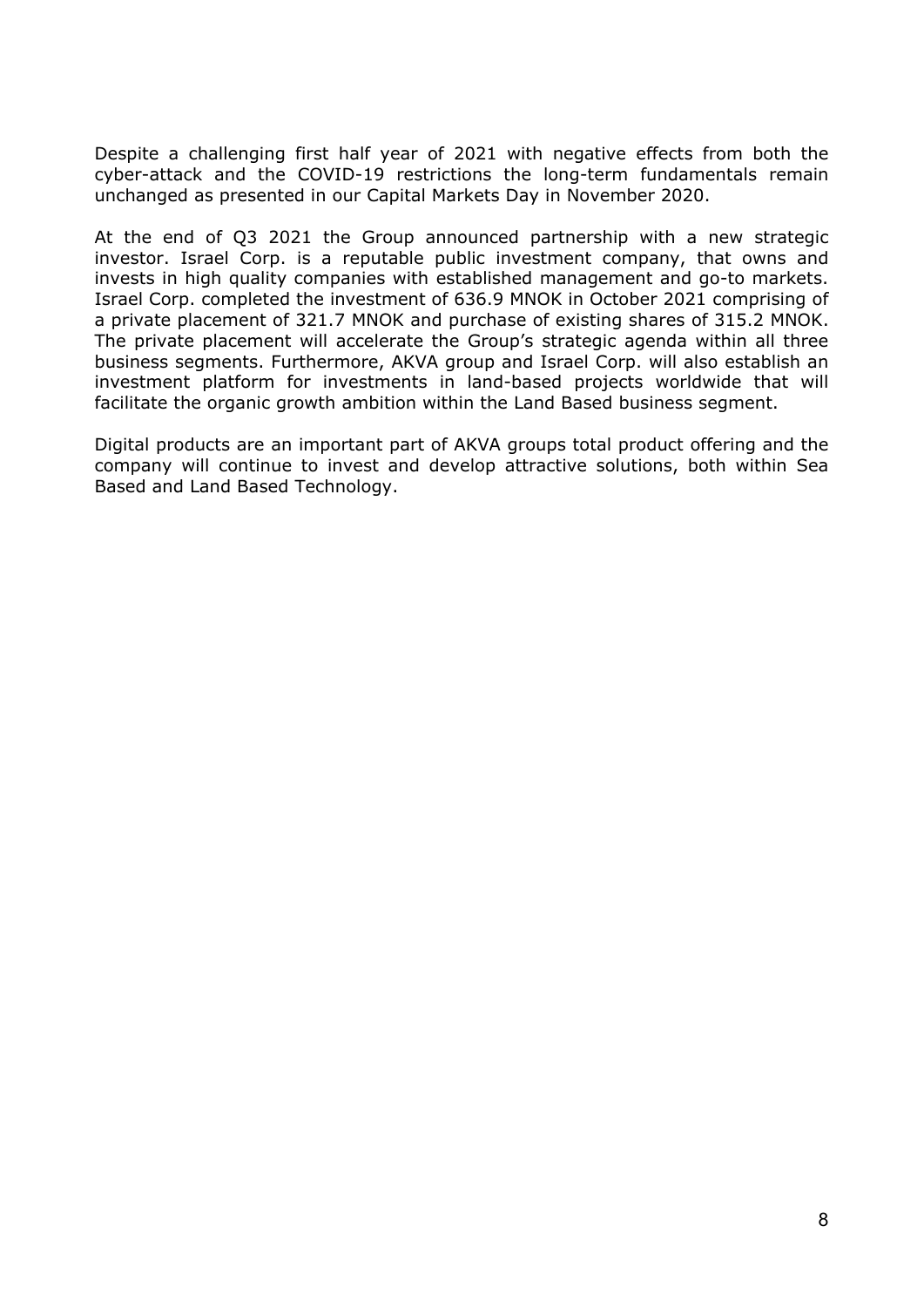Despite a challenging first half year of 2021 with negative effects from both the cyber-attack and the COVID-19 restrictions the long-term fundamentals remain unchanged as presented in our Capital Markets Day in November 2020.

At the end of Q3 2021 the Group announced partnership with a new strategic investor. Israel Corp. is a reputable public investment company, that owns and invests in high quality companies with established management and go-to markets. Israel Corp. completed the investment of 636.9 MNOK in October 2021 comprising of a private placement of 321.7 MNOK and purchase of existing shares of 315.2 MNOK. The private placement will accelerate the Group's strategic agenda within all three business segments. Furthermore, AKVA group and Israel Corp. will also establish an investment platform for investments in land-based projects worldwide that will facilitate the organic growth ambition within the Land Based business segment.

Digital products are an important part of AKVA groups total product offering and the company will continue to invest and develop attractive solutions, both within Sea Based and Land Based Technology.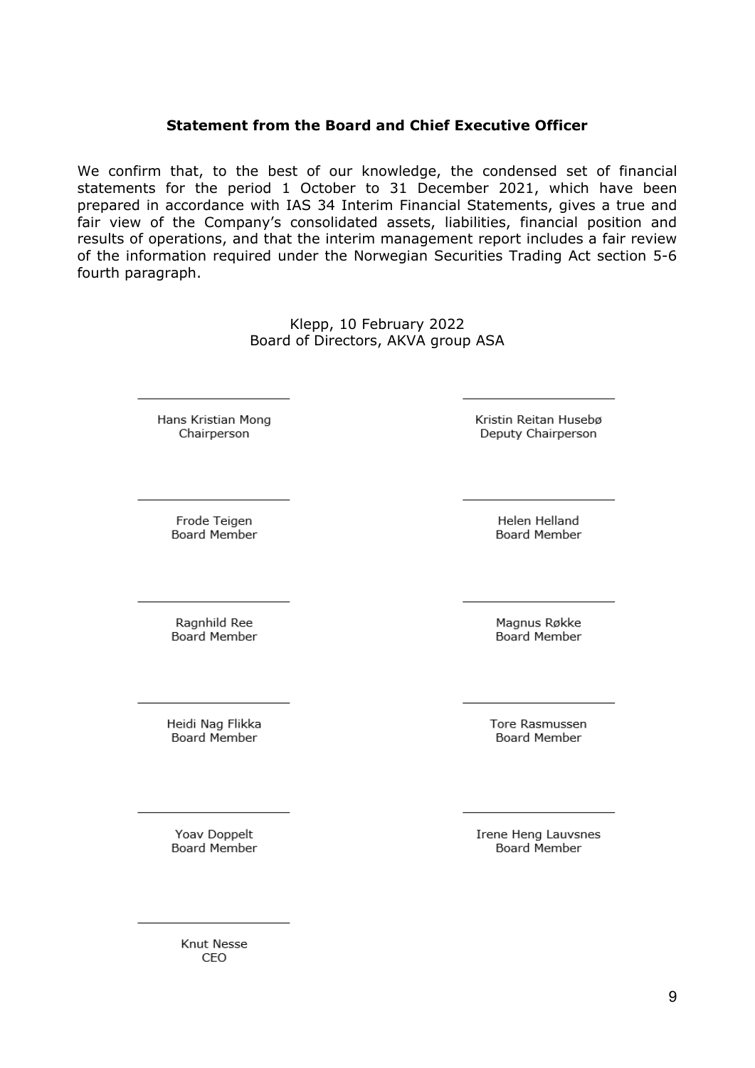**Statement from the Board and Chief Executive Officer**

We confirm that, to the best of our knowledge, the condensed set of financial statements for the period 1 October to 31 December 2021, which have been prepared in accordance with IAS 34 Interim Financial Statements, gives a true and fair view of the Company's consolidated assets, liabilities, financial position and results of operations, and that the interim management report includes a fair review of the information required under the Norwegian Securities Trading Act section 5-6 fourth paragraph.

Klepp, 10 February 2022
Board of Directors, AKVA group ASA

Hans Kristian Mong
Chairperson

Kristin Reitan Husebø
Deputy Chairperson

Frode Teigen
Board Member

Helen Helland
Board Member

Ragnhild Ree
Board Member

Magnus Røkke
Board Member

Heidi Nag Flikka
Board Member

Tore Rasmussen
Board Member

Yoav Doppelt
Board Member

Irene Heng Lauvsnes
Board Member

Knut Nesse
CEO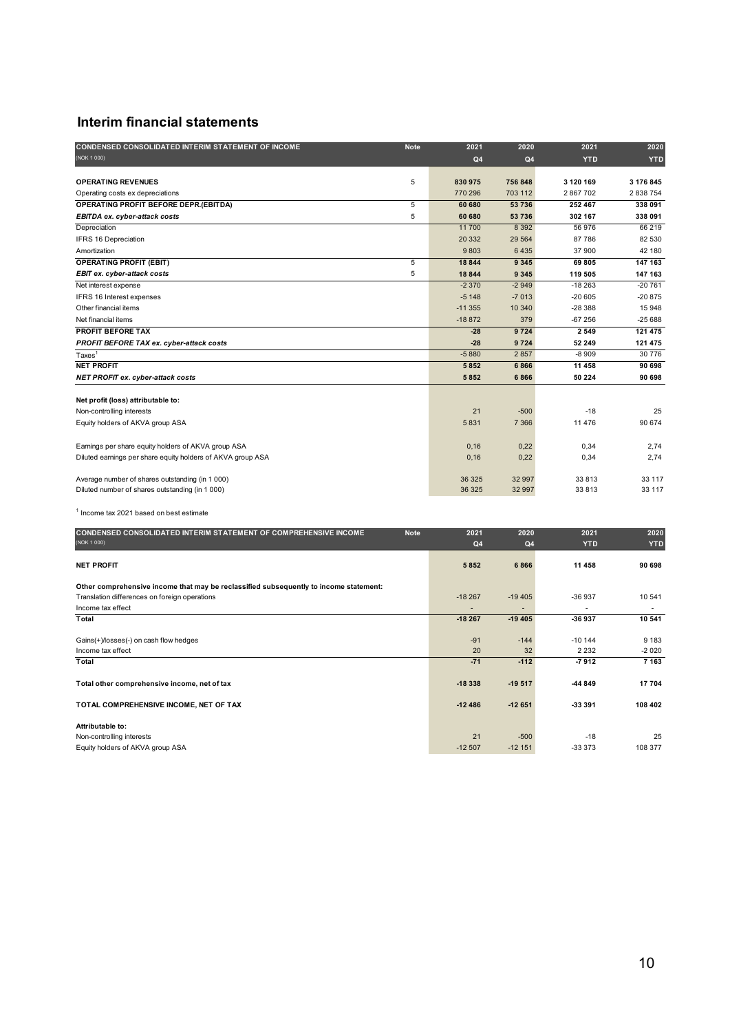## Interim financial statements

| CONDENSED CONSOLIDATED INTERIM STATEMENT OF INCOME | Note | 2021 | 2020 | 2021 | 2020 |
|---|---|---|---|---|---|
| (NOK 1 000) | | Q4 | Q4 | YTD | YTD |
| **OPERATING REVENUES** | 5 | **830 975** | **756 848** | **3 120 169** | **3 176 845** |
| Operating costs ex depreciations | | 770 296 | 703 112 | 2 867 702 | 2 838 754 |
| **OPERATING PROFIT BEFORE DEPR.(EBITDA)** | 5 | **60 680** | **53 736** | **252 467** | **338 091** |
| ***EBITDA ex. cyber-attack costs*** | 5 | **60 680** | **53 736** | **302 167** | **338 091** |
| Depreciation | | 11 700 | 8 392 | 56 976 | 66 219 |
| IFRS 16 Depreciation | | 20 332 | 29 564 | 87 786 | 82 530 |
| Amortization | | 9 803 | 6 435 | 37 900 | 42 180 |
| **OPERATING PROFIT (EBIT)** | 5 | **18 844** | **9 345** | **69 805** | **147 163** |
| ***EBIT ex. cyber-attack costs*** | 5 | **18 844** | **9 345** | **119 505** | **147 163** |
| Net interest expense | | -2 370 | -2 949 | -18 263 | -20 761 |
| IFRS 16 Interest expenses | | -5 148 | -7 013 | -20 605 | -20 875 |
| Other financial items | | -11 355 | 10 340 | -28 388 | 15 948 |
| Net financial items | | -18 872 | 379 | -67 256 | -25 688 |
| **PROFIT BEFORE TAX** | | **-28** | **9 724** | **2 549** | **121 475** |
| ***PROFIT BEFORE TAX ex. cyber-attack costs*** | | **-28** | **9 724** | **52 249** | **121 475** |
| Taxes[1] | | -5 880 | 2 857 | -8 909 | 30 776 |
| **NET PROFIT** | | **5 852** | **6 866** | **11 458** | **90 698** |
| ***NET PROFIT ex. cyber-attack costs*** | | **5 852** | **6 866** | **50 224** | **90 698** |
| | | | | | |
| **Net profit (loss) attributable to:** | | | | | |
| Non-controlling interests | | 21 | -500 | -18 | 25 |
| Equity holders of AKVA group ASA | | 5 831 | 7 366 | 11 476 | 90 674 |
| | | | | | |
| Earnings per share equity holders of AKVA group ASA | | 0,16 | 0,22 | 0,34 | 2,74 |
| Diluted earnings per share equity holders of AKVA group ASA | | 0,16 | 0,22 | 0,34 | 2,74 |
| | | | | | |
| Average number of shares outstanding (in 1 000) | | 36 325 | 32 997 | 33 813 | 33 117 |
| Diluted number of shares outstanding (in 1 000) | | 36 325 | 32 997 | 33 813 | 33 117 |

[1] Income tax 2021 based on best estimate

| CONDENSED CONSOLIDATED INTERIM STATEMENT OF COMPREHENSIVE INCOME | Note | 2021 | 2020 | 2021 | 2020 |
|---|---|---|---|---|---|
| (NOK 1 000) | | Q4 | Q4 | YTD | YTD |
| **NET PROFIT** | | **5 852** | **6 866** | **11 458** | **90 698** |
| | | | | | |
| **Other comprehensive income that may be reclassified subsequently to income statement:** | | | | | |
| Translation differences on foreign operations | | -18 267 | -19 405 | -36 937 | 10 541 |
| Income tax effect | | - | - | - | - |
| **Total** | | **-18 267** | **-19 405** | **-36 937** | **10 541** |
| | | | | | |
| Gains(+)/losses(-) on cash flow hedges | | -91 | -144 | -10 144 | 9 183 |
| Income tax effect | | 20 | 32 | 2 232 | -2 020 |
| **Total** | | **-71** | **-112** | **-7 912** | **7 163** |
| | | | | | |
| **Total other comprehensive income, net of tax** | | **-18 338** | **-19 517** | **-44 849** | **17 704** |
| | | | | | |
| **TOTAL COMPREHENSIVE INCOME, NET OF TAX** | | **-12 486** | **-12 651** | **-33 391** | **108 402** |
| | | | | | |
| **Attributable to:** | | | | | |
| Non-controlling interests | | 21 | -500 | -18 | 25 |
| Equity holders of AKVA group ASA | | -12 507 | -12 151 | -33 373 | 108 377 |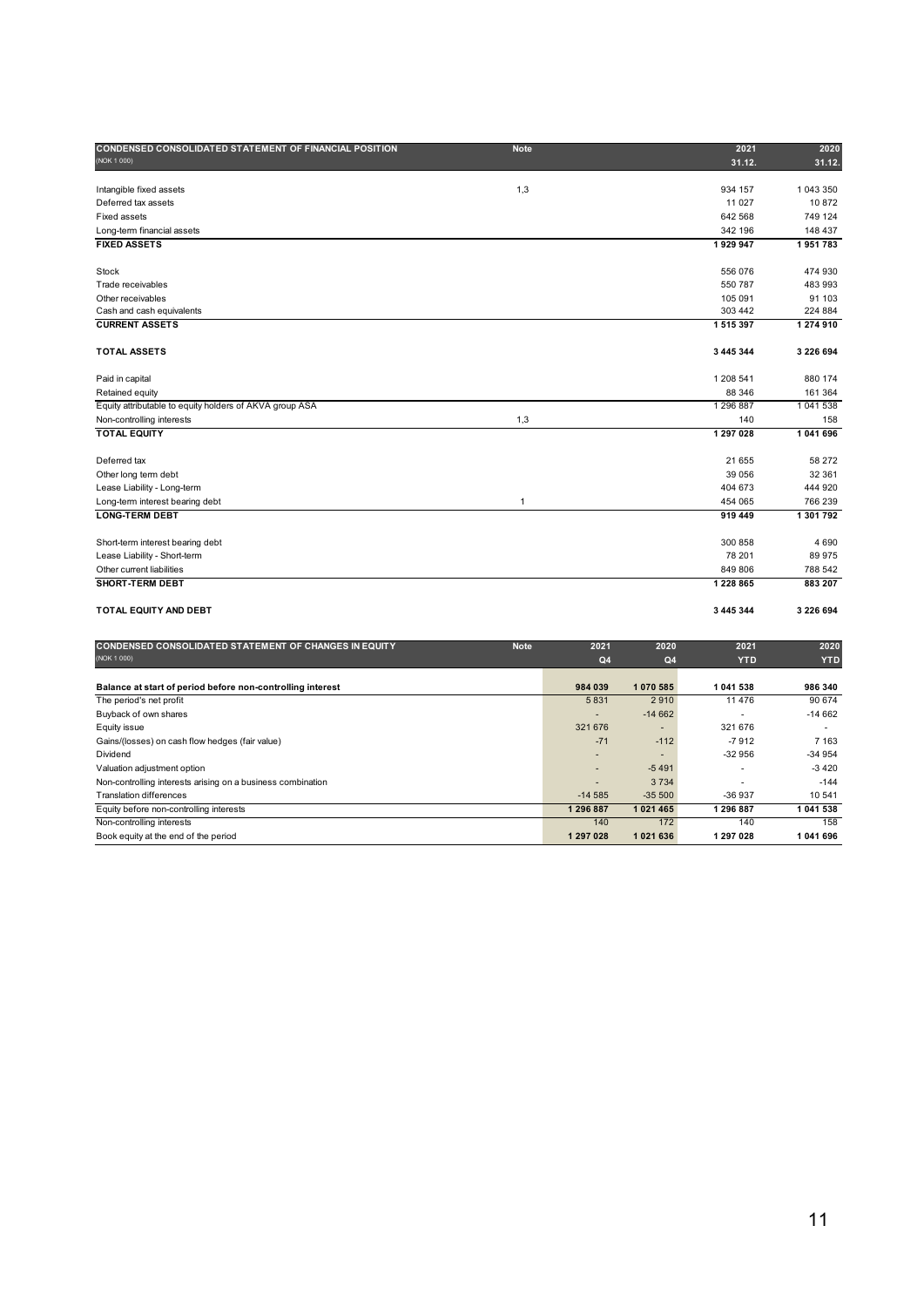| CONDENSED CONSOLIDATED STATEMENT OF FINANCIAL POSITION | Note | 2021 | 2020 |
|---|---|---|---|
| (NOK 1 000) | | 31.12. | 31.12. |
| Intangible fixed assets | 1,3 | 934 157 | 1 043 350 |
| Deferred tax assets | | 11 027 | 10 872 |
| Fixed assets | | 642 568 | 749 124 |
| Long-term financial assets | | 342 196 | 148 437 |
| **FIXED ASSETS** | | **1 929 947** | **1 951 783** |
| Stock | | 556 076 | 474 930 |
| Trade receivables | | 550 787 | 483 993 |
| Other receivables | | 105 091 | 91 103 |
| Cash and cash equivalents | | 303 442 | 224 884 |
| **CURRENT ASSETS** | | **1 515 397** | **1 274 910** |
| **TOTAL ASSETS** | | **3 445 344** | **3 226 694** |
| Paid in capital | | 1 208 541 | 880 174 |
| Retained equity | | 88 346 | 161 364 |
| Equity attributable to equity holders of AKVA group ASA | | 1 296 887 | 1 041 538 |
| Non-controlling interests | 1,3 | 140 | 158 |
| **TOTAL EQUITY** | | **1 297 028** | **1 041 696** |
| Deferred tax | | 21 655 | 58 272 |
| Other long term debt | | 39 056 | 32 361 |
| Lease Liability - Long-term | | 404 673 | 444 920 |
| Long-term interest bearing debt | 1 | 454 065 | 766 239 |
| **LONG-TERM DEBT** | | **919 449** | **1 301 792** |
| Short-term interest bearing debt | | 300 858 | 4 690 |
| Lease Liability - Short-term | | 78 201 | 89 975 |
| Other current liabilities | | 849 806 | 788 542 |
| **SHORT-TERM DEBT** | | **1 228 865** | **883 207** |
| **TOTAL EQUITY AND DEBT** | | **3 445 344** | **3 226 694** |

| CONDENSED CONSOLIDATED STATEMENT OF CHANGES IN EQUITY | Note | 2021 | 2020 | 2021 | 2020 |
|---|---|---|---|---|---|
| (NOK 1 000) | | Q4 | Q4 | YTD | YTD |
| **Balance at start of period before non-controlling interest** | | **984 039** | **1 070 585** | **1 041 538** | **986 340** |
| The period's net profit | | 5 831 | 2 910 | 11 476 | 90 674 |
| Buyback of own shares | | - | -14 662 | - | -14 662 |
| Equity issue | | 321 676 | - | 321 676 | - |
| Gains/(losses) on cash flow hedges (fair value) | | -71 | -112 | -7 912 | 7 163 |
| Dividend | | - | - | -32 956 | -34 954 |
| Valuation adjustment option | | - | -5 491 | - | -3 420 |
| Non-controlling interests arising on a business combination | | - | 3 734 | - | -144 |
| Translation differences | | -14 585 | -35 500 | -36 937 | 10 541 |
| Equity before non-controlling interests | | 1 296 887 | 1 021 465 | 1 296 887 | 1 041 538 |
| Non-controlling interests | | 140 | 172 | 140 | 158 |
| Book equity at the end of the period | | 1 297 028 | 1 021 636 | 1 297 028 | 1 041 696 |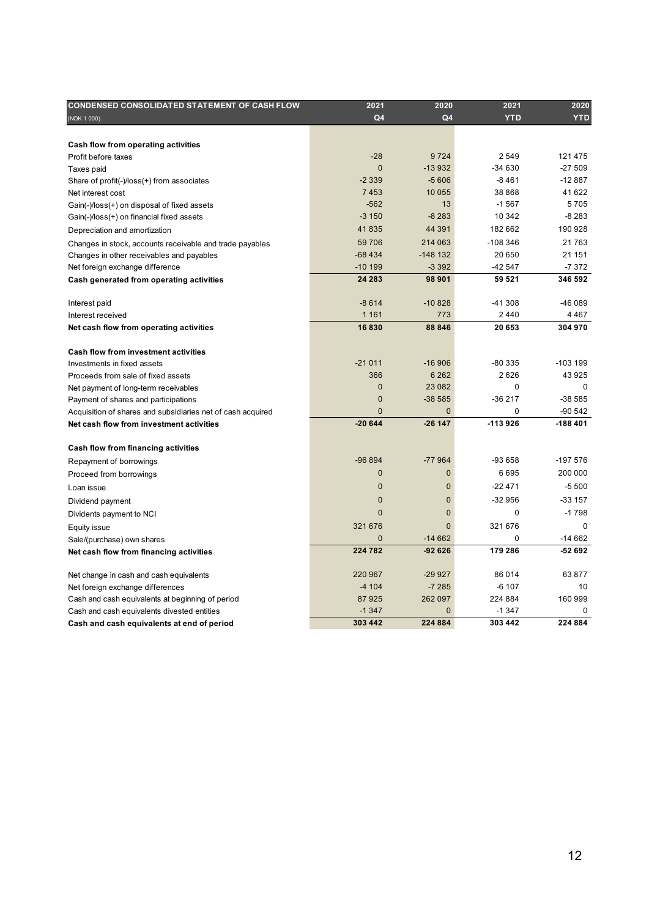| CONDENSED CONSOLIDATED STATEMENT OF CASH FLOW | 2021 | 2020 | 2021 | 2020 |
|---|---|---|---|---|
| (NOK 1 000) | Q4 | Q4 | YTD | YTD |
| **Cash flow from operating activities** | | | | |
| Profit before taxes | -28 | 9 724 | 2 549 | 121 475 |
| Taxes paid | 0 | -13 932 | -34 630 | -27 509 |
| Share of profit(-)/loss(+) from associates | -2 339 | -5 606 | -8 461 | -12 887 |
| Net interest cost | 7 453 | 10 055 | 38 868 | 41 622 |
| Gain(-)/loss(+) on disposal of fixed assets | -562 | 13 | -1 567 | 5 705 |
| Gain(-)/loss(+) on financial fixed assets | -3 150 | -8 283 | 10 342 | -8 283 |
| Depreciation and amortization | 41 835 | 44 391 | 182 662 | 190 928 |
| Changes in stock, accounts receivable and trade payables | 59 706 | 214 063 | -108 346 | 21 763 |
| Changes in other receivables and payables | -68 434 | -148 132 | 20 650 | 21 151 |
| Net foreign exchange difference | -10 199 | -3 392 | -42 547 | -7 372 |
| **Cash generated from operating activities** | **24 283** | **98 901** | **59 521** | **346 592** |
| Interest paid | -8 614 | -10 828 | -41 308 | -46 089 |
| Interest received | 1 161 | 773 | 2 440 | 4 467 |
| **Net cash flow from operating activities** | **16 830** | **88 846** | **20 653** | **304 970** |
| **Cash flow from investment activities** | | | | |
| Investments in fixed assets | -21 011 | -16 906 | -80 335 | -103 199 |
| Proceeds from sale of fixed assets | 366 | 6 262 | 2 626 | 43 925 |
| Net payment of long-term receivables | 0 | 23 082 | 0 | 0 |
| Payment of shares and participations | 0 | -38 585 | -36 217 | -38 585 |
| Acquisition of shares and subsidiaries net of cash acquired | 0 | 0 | 0 | -90 542 |
| **Net cash flow from investment activities** | **-20 644** | **-26 147** | **-113 926** | **-188 401** |
| **Cash flow from financing activities** | | | | |
| Repayment of borrowings | -96 894 | -77 964 | -93 658 | -197 576 |
| Proceed from borrowings | 0 | 0 | 6 695 | 200 000 |
| Loan issue | 0 | 0 | -22 471 | -5 500 |
| Dividend payment | 0 | 0 | -32 956 | -33 157 |
| Dividents payment to NCI | 0 | 0 | 0 | -1 798 |
| Equity issue | 321 676 | 0 | 321 676 | 0 |
| Sale/(purchase) own shares | 0 | -14 662 | 0 | -14 662 |
| **Net cash flow from financing activities** | **224 782** | **-92 626** | **179 286** | **-52 692** |
| Net change in cash and cash equivalents | 220 967 | -29 927 | 86 014 | 63 877 |
| Net foreign exchange differences | -4 104 | -7 285 | -6 107 | 10 |
| Cash and cash equivalents at beginning of period | 87 925 | 262 097 | 224 884 | 160 999 |
| Cash and cash equivalents divested entities | -1 347 | 0 | -1 347 | 0 |
| **Cash and cash equivalents at end of period** | **303 442** | **224 884** | **303 442** | **224 884** |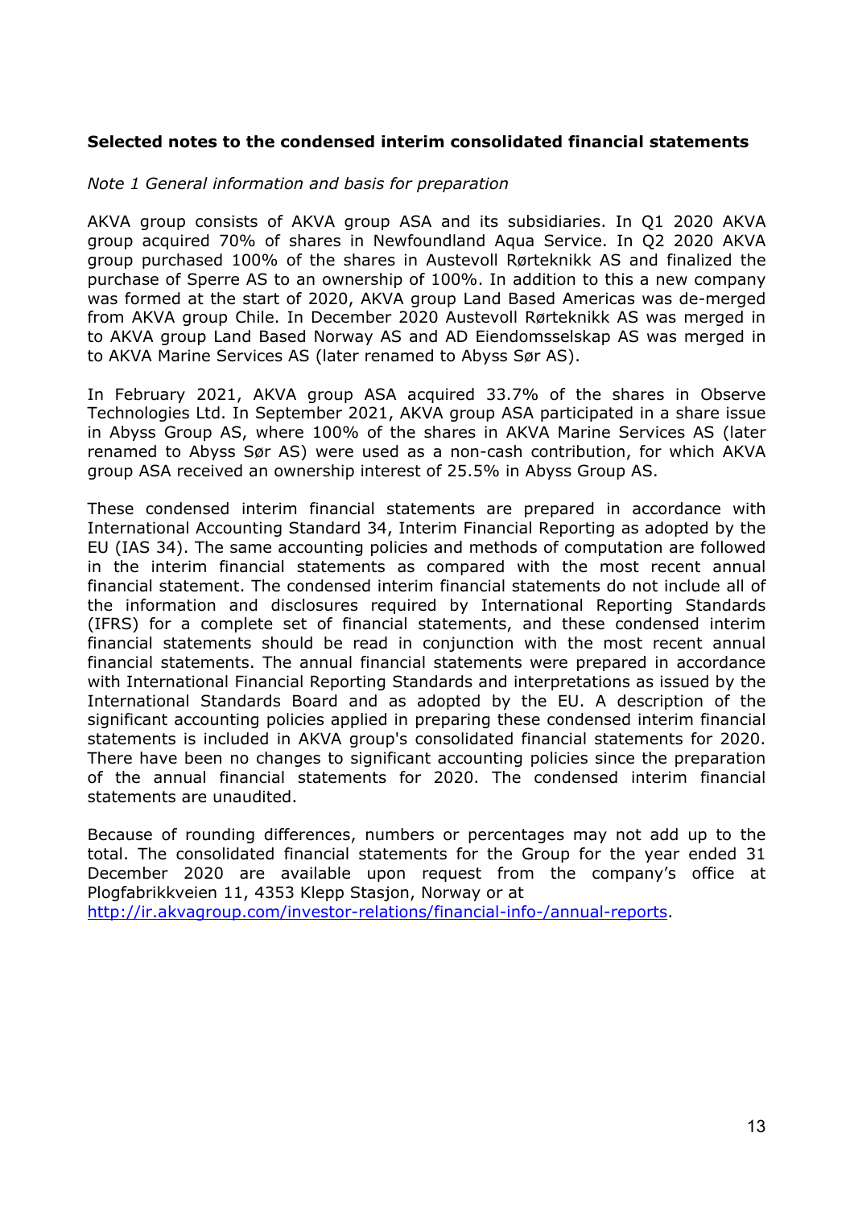**Selected notes to the condensed interim consolidated financial statements**

*Note 1 General information and basis for preparation*

AKVA group consists of AKVA group ASA and its subsidiaries. In Q1 2020 AKVA group acquired 70% of shares in Newfoundland Aqua Service. In Q2 2020 AKVA group purchased 100% of the shares in Austevoll Rørteknikk AS and finalized the purchase of Sperre AS to an ownership of 100%. In addition to this a new company was formed at the start of 2020, AKVA group Land Based Americas was de-merged from AKVA group Chile. In December 2020 Austevoll Rørteknikk AS was merged in to AKVA group Land Based Norway AS and AD Eiendomsselskap AS was merged in to AKVA Marine Services AS (later renamed to Abyss Sør AS).

In February 2021, AKVA group ASA acquired 33.7% of the shares in Observe Technologies Ltd. In September 2021, AKVA group ASA participated in a share issue in Abyss Group AS, where 100% of the shares in AKVA Marine Services AS (later renamed to Abyss Sør AS) were used as a non-cash contribution, for which AKVA group ASA received an ownership interest of 25.5% in Abyss Group AS.

These condensed interim financial statements are prepared in accordance with International Accounting Standard 34, Interim Financial Reporting as adopted by the EU (IAS 34). The same accounting policies and methods of computation are followed in the interim financial statements as compared with the most recent annual financial statement. The condensed interim financial statements do not include all of the information and disclosures required by International Reporting Standards (IFRS) for a complete set of financial statements, and these condensed interim financial statements should be read in conjunction with the most recent annual financial statements. The annual financial statements were prepared in accordance with International Financial Reporting Standards and interpretations as issued by the International Standards Board and as adopted by the EU. A description of the significant accounting policies applied in preparing these condensed interim financial statements is included in AKVA group's consolidated financial statements for 2020. There have been no changes to significant accounting policies since the preparation of the annual financial statements for 2020. The condensed interim financial statements are unaudited.

Because of rounding differences, numbers or percentages may not add up to the total. The consolidated financial statements for the Group for the year ended 31 December 2020 are available upon request from the company's office at Plogfabrikkveien 11, 4353 Klepp Stasjon, Norway or at [http://ir.akvagroup.com/investor-relations/financial-info-/annual-reports](http://ir.akvagroup.com/investor-relations/financial-info-/annual-reports).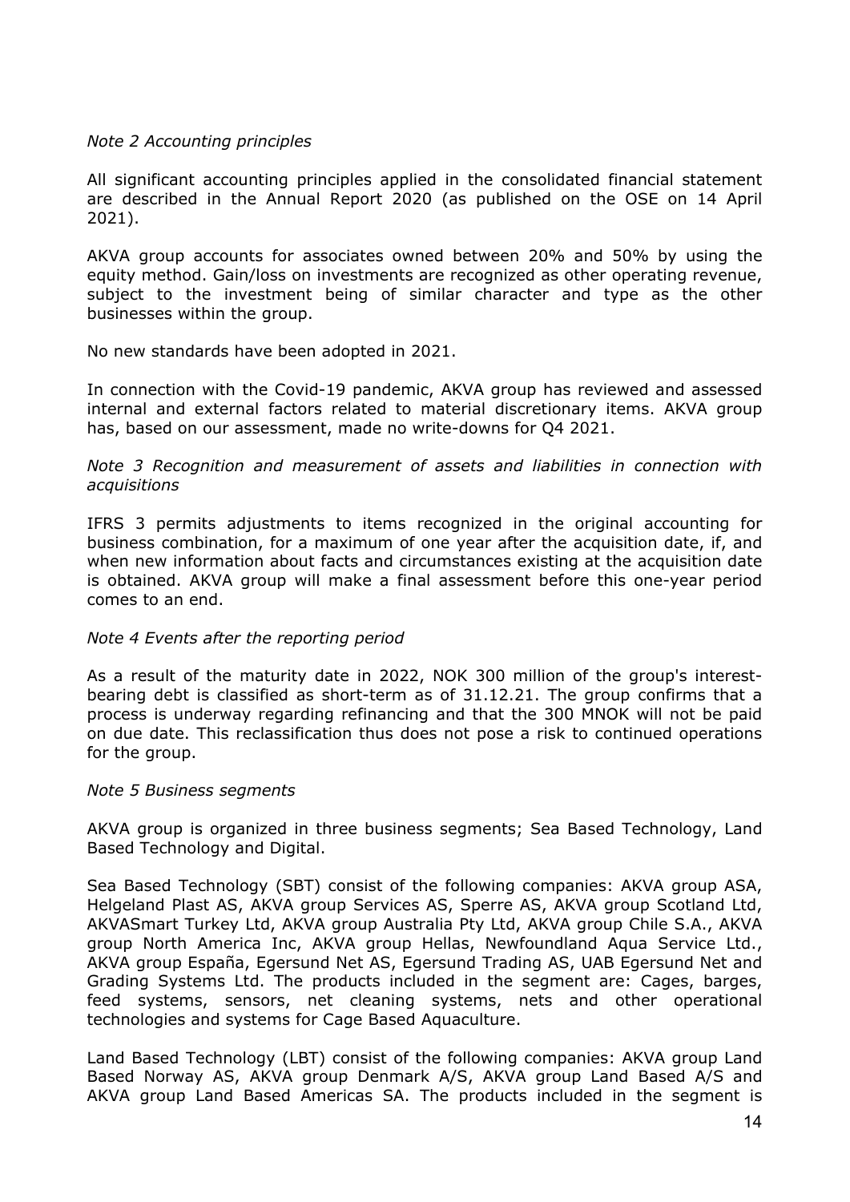*Note 2 Accounting principles*

All significant accounting principles applied in the consolidated financial statement are described in the Annual Report 2020 (as published on the OSE on 14 April 2021).

AKVA group accounts for associates owned between 20% and 50% by using the equity method. Gain/loss on investments are recognized as other operating revenue, subject to the investment being of similar character and type as the other businesses within the group.

No new standards have been adopted in 2021.

In connection with the Covid-19 pandemic, AKVA group has reviewed and assessed internal and external factors related to material discretionary items. AKVA group has, based on our assessment, made no write-downs for Q4 2021.

*Note 3 Recognition and measurement of assets and liabilities in connection with acquisitions*

IFRS 3 permits adjustments to items recognized in the original accounting for business combination, for a maximum of one year after the acquisition date, if, and when new information about facts and circumstances existing at the acquisition date is obtained. AKVA group will make a final assessment before this one-year period comes to an end.

*Note 4 Events after the reporting period*

As a result of the maturity date in 2022, NOK 300 million of the group's interest-bearing debt is classified as short-term as of 31.12.21. The group confirms that a process is underway regarding refinancing and that the 300 MNOK will not be paid on due date. This reclassification thus does not pose a risk to continued operations for the group.

*Note 5 Business segments*

AKVA group is organized in three business segments; Sea Based Technology, Land Based Technology and Digital.

Sea Based Technology (SBT) consist of the following companies: AKVA group ASA, Helgeland Plast AS, AKVA group Services AS, Sperre AS, AKVA group Scotland Ltd, AKVASmart Turkey Ltd, AKVA group Australia Pty Ltd, AKVA group Chile S.A., AKVA group North America Inc, AKVA group Hellas, Newfoundland Aqua Service Ltd., AKVA group España, Egersund Net AS, Egersund Trading AS, UAB Egersund Net and Grading Systems Ltd. The products included in the segment are: Cages, barges, feed systems, sensors, net cleaning systems, nets and other operational technologies and systems for Cage Based Aquaculture.

Land Based Technology (LBT) consist of the following companies: AKVA group Land Based Norway AS, AKVA group Denmark A/S, AKVA group Land Based A/S and AKVA group Land Based Americas SA. The products included in the segment is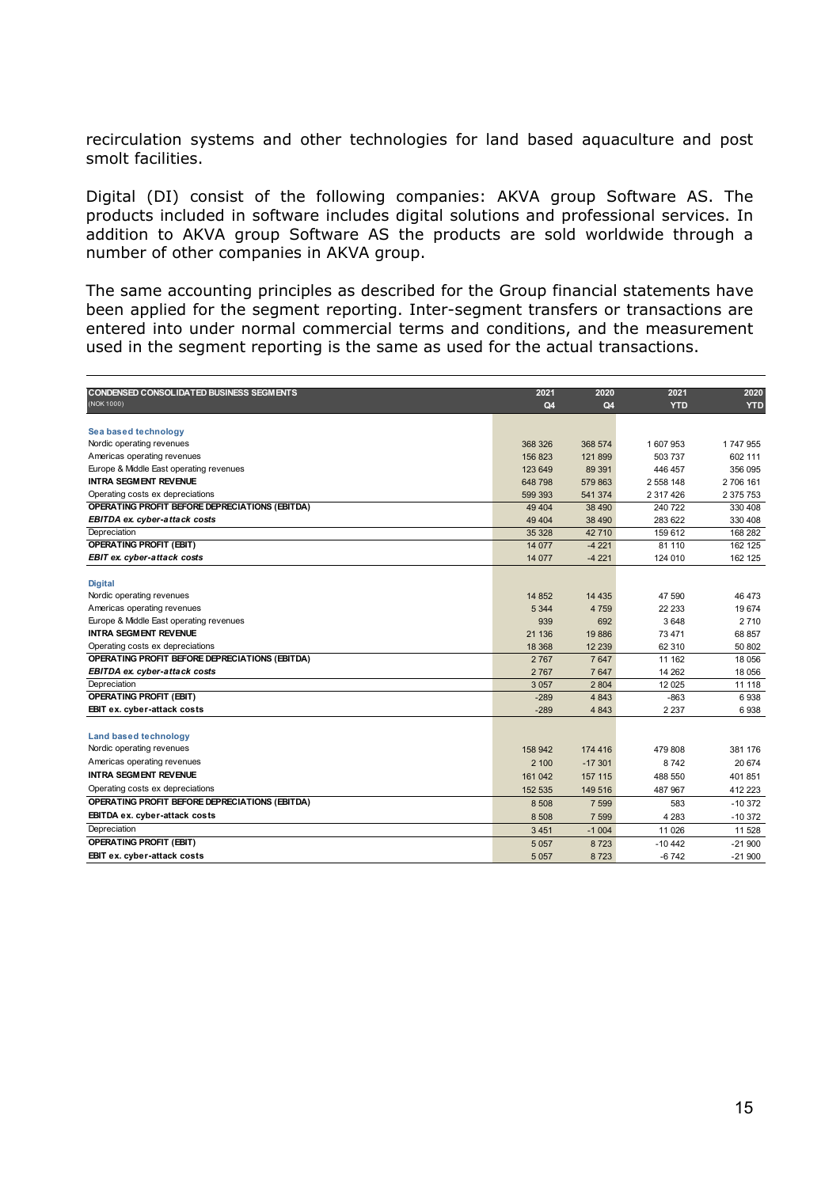recirculation systems and other technologies for land based aquaculture and post smolt facilities.

Digital (DI) consist of the following companies: AKVA group Software AS. The products included in software includes digital solutions and professional services. In addition to AKVA group Software AS the products are sold worldwide through a number of other companies in AKVA group.

The same accounting principles as described for the Group financial statements have been applied for the segment reporting. Inter-segment transfers or transactions are entered into under normal commercial terms and conditions, and the measurement used in the segment reporting is the same as used for the actual transactions.

| **CONDENSED CONSOLIDATED BUSINESS SEGMENTS** (NOK 1000) | 2021 Q4 | 2020 Q4 | 2021 YTD | 2020 YTD |
|---|---|---|---|---|
| **Sea based technology** | | | | |
| Nordic operating revenues | 368 326 | 368 574 | 1 607 953 | 1 747 955 |
| Americas operating revenues | 156 823 | 121 899 | 503 737 | 602 111 |
| Europe & Middle East operating revenues | 123 649 | 89 391 | 446 457 | 356 095 |
| **INTRA SEGMENT REVENUE** | 648 798 | 579 863 | 2 558 148 | 2 706 161 |
| Operating costs ex depreciations | 599 393 | 541 374 | 2 317 426 | 2 375 753 |
| **OPERATING PROFIT BEFORE DEPRECIATIONS (EBITDA)** | 49 404 | 38 490 | 240 722 | 330 408 |
| ***EBITDA ex. cyber-attack costs*** | 49 404 | 38 490 | 283 622 | 330 408 |
| Depreciation | 35 328 | 42 710 | 159 612 | 168 282 |
| **OPERATING PROFIT (EBIT)** | 14 077 | -4 221 | 81 110 | 162 125 |
| ***EBIT ex. cyber-attack costs*** | 14 077 | -4 221 | 124 010 | 162 125 |
| **Digital** | | | | |
| Nordic operating revenues | 14 852 | 14 435 | 47 590 | 46 473 |
| Americas operating revenues | 5 344 | 4 759 | 22 233 | 19 674 |
| Europe & Middle East operating revenues | 939 | 692 | 3 648 | 2 710 |
| **INTRA SEGMENT REVENUE** | 21 136 | 19 886 | 73 471 | 68 857 |
| Operating costs ex depreciations | 18 368 | 12 239 | 62 310 | 50 802 |
| **OPERATING PROFIT BEFORE DEPRECIATIONS (EBITDA)** | 2 767 | 7 647 | 11 162 | 18 056 |
| ***EBITDA ex. cyber-attack costs*** | 2 767 | 7 647 | 14 262 | 18 056 |
| Depreciation | 3 057 | 2 804 | 12 025 | 11 118 |
| **OPERATING PROFIT (EBIT)** | -289 | 4 843 | -863 | 6 938 |
| **EBIT ex. cyber-attack costs** | -289 | 4 843 | 2 237 | 6 938 |
| **Land based technology** | | | | |
| Nordic operating revenues | 158 942 | 174 416 | 479 808 | 381 176 |
| Americas operating revenues | 2 100 | -17 301 | 8 742 | 20 674 |
| **INTRA SEGMENT REVENUE** | 161 042 | 157 115 | 488 550 | 401 851 |
| Operating costs ex depreciations | 152 535 | 149 516 | 487 967 | 412 223 |
| **OPERATING PROFIT BEFORE DEPRECIATIONS (EBITDA)** | 8 508 | 7 599 | 583 | -10 372 |
| **EBITDA ex. cyber-attack costs** | 8 508 | 7 599 | 4 283 | -10 372 |
| Depreciation | 3 451 | -1 004 | 11 026 | 11 528 |
| **OPERATING PROFIT (EBIT)** | 5 057 | 8 723 | -10 442 | -21 900 |
| **EBIT ex. cyber-attack costs** | 5 057 | 8 723 | -6 742 | -21 900 |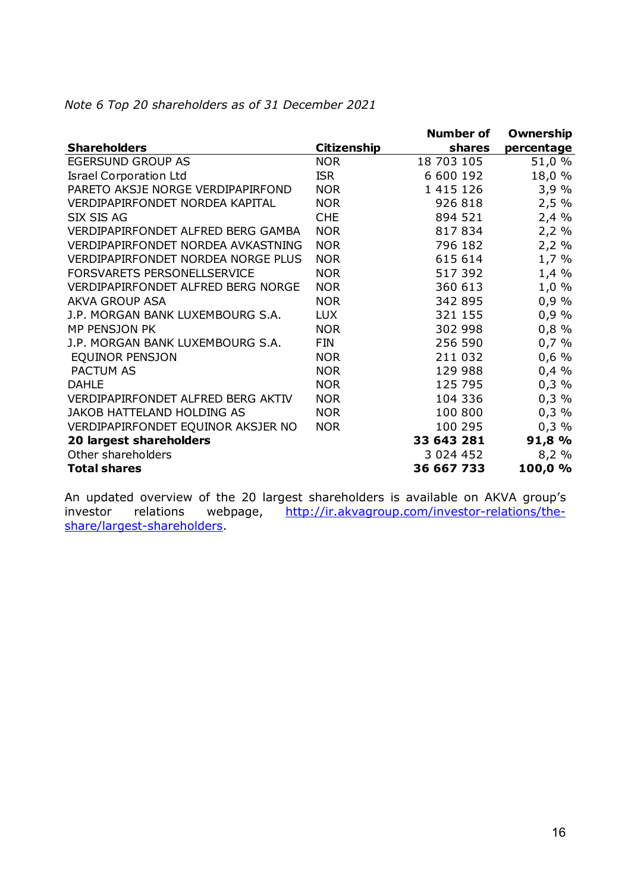*Note 6 Top 20 shareholders as of 31 December 2021*

| Shareholders | Citizenship | Number of shares | Ownership percentage |
|---|---|---|---|
| EGERSUND GROUP AS | NOR | 18 703 105 | 51,0 % |
| Israel Corporation Ltd | ISR | 6 600 192 | 18,0 % |
| PARETO AKSJE NORGE VERDIPAPIRFOND | NOR | 1 415 126 | 3,9 % |
| VERDIPAPIRFONDET NORDEA KAPITAL | NOR | 926 818 | 2,5 % |
| SIX SIS AG | CHE | 894 521 | 2,4 % |
| VERDIPAPIRFONDET ALFRED BERG GAMBA | NOR | 817 834 | 2,2 % |
| VERDIPAPIRFONDET NORDEA AVKASTNING | NOR | 796 182 | 2,2 % |
| VERDIPAPIRFONDET NORDEA NORGE PLUS | NOR | 615 614 | 1,7 % |
| FORSVARETS PERSONELLSERVICE | NOR | 517 392 | 1,4 % |
| VERDIPAPIRFONDET ALFRED BERG NORGE | NOR | 360 613 | 1,0 % |
| AKVA GROUP ASA | NOR | 342 895 | 0,9 % |
| J.P. MORGAN BANK LUXEMBOURG S.A. | LUX | 321 155 | 0,9 % |
| MP PENSJON PK | NOR | 302 998 | 0,8 % |
| J.P. MORGAN BANK LUXEMBOURG S.A. | FIN | 256 590 | 0,7 % |
| EQUINOR PENSJON | NOR | 211 032 | 0,6 % |
| PACTUM AS | NOR | 129 988 | 0,4 % |
| DAHLE | NOR | 125 795 | 0,3 % |
| VERDIPAPIRFONDET ALFRED BERG AKTIV | NOR | 104 336 | 0,3 % |
| JAKOB HATTELAND HOLDING AS | NOR | 100 800 | 0,3 % |
| VERDIPAPIRFONDET EQUINOR AKSJER NO | NOR | 100 295 | 0,3 % |
| **20 largest shareholders** | | **33 643 281** | **91,8 %** |
| Other shareholders | | 3 024 452 | 8,2 % |
| **Total shares** | | **36 667 733** | **100,0 %** |

An updated overview of the 20 largest shareholders is available on AKVA group's investor relations webpage, http://ir.akvagroup.com/investor-relations/the-share/largest-shareholders.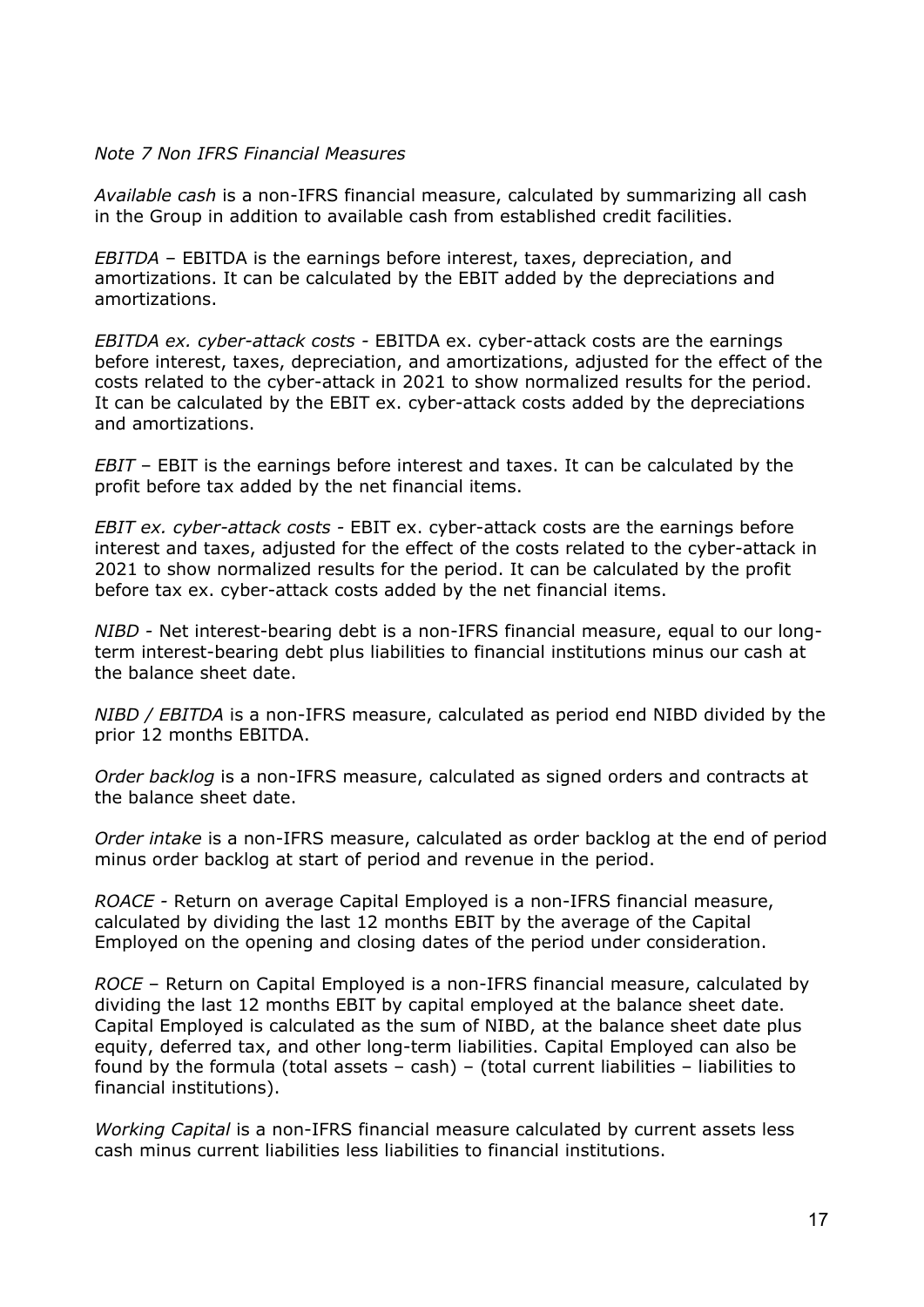*Note 7 Non IFRS Financial Measures*

*Available cash* is a non-IFRS financial measure, calculated by summarizing all cash in the Group in addition to available cash from established credit facilities.

*EBITDA* – EBITDA is the earnings before interest, taxes, depreciation, and amortizations. It can be calculated by the EBIT added by the depreciations and amortizations.

*EBITDA ex. cyber-attack costs* - EBITDA ex. cyber-attack costs are the earnings before interest, taxes, depreciation, and amortizations, adjusted for the effect of the costs related to the cyber-attack in 2021 to show normalized results for the period. It can be calculated by the EBIT ex. cyber-attack costs added by the depreciations and amortizations.

*EBIT* – EBIT is the earnings before interest and taxes. It can be calculated by the profit before tax added by the net financial items.

*EBIT ex. cyber-attack costs* - EBIT ex. cyber-attack costs are the earnings before interest and taxes, adjusted for the effect of the costs related to the cyber-attack in 2021 to show normalized results for the period. It can be calculated by the profit before tax ex. cyber-attack costs added by the net financial items.

*NIBD* - Net interest-bearing debt is a non-IFRS financial measure, equal to our long-term interest-bearing debt plus liabilities to financial institutions minus our cash at the balance sheet date.

*NIBD / EBITDA* is a non-IFRS measure, calculated as period end NIBD divided by the prior 12 months EBITDA.

*Order backlog* is a non-IFRS measure, calculated as signed orders and contracts at the balance sheet date.

*Order intake* is a non-IFRS measure, calculated as order backlog at the end of period minus order backlog at start of period and revenue in the period.

*ROACE* - Return on average Capital Employed is a non-IFRS financial measure, calculated by dividing the last 12 months EBIT by the average of the Capital Employed on the opening and closing dates of the period under consideration.

*ROCE* – Return on Capital Employed is a non-IFRS financial measure, calculated by dividing the last 12 months EBIT by capital employed at the balance sheet date. Capital Employed is calculated as the sum of NIBD, at the balance sheet date plus equity, deferred tax, and other long-term liabilities. Capital Employed can also be found by the formula (total assets – cash) – (total current liabilities – liabilities to financial institutions).

*Working Capital* is a non-IFRS financial measure calculated by current assets less cash minus current liabilities less liabilities to financial institutions.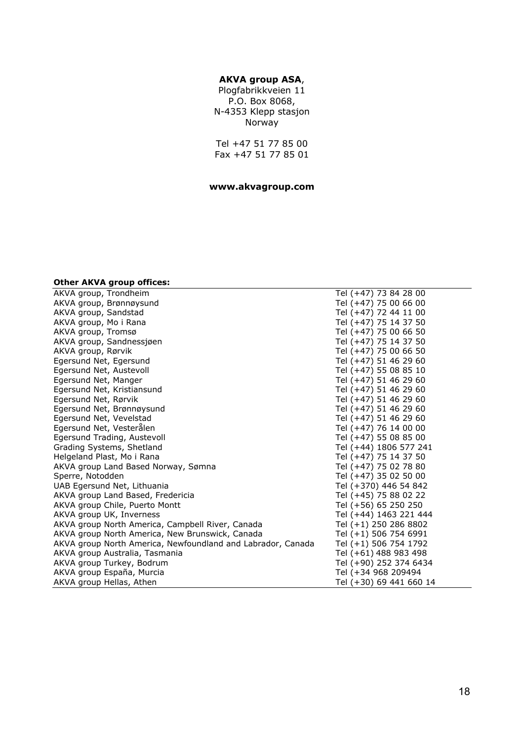**AKVA group ASA**,
Plogfabrikkveien 11
P.O. Box 8068,
N-4353 Klepp stasjon
Norway

Tel +47 51 77 85 00
Fax +47 51 77 85 01

**www.akvagroup.com**

**Other AKVA group offices:**

| | |
|---|---|
| AKVA group, Trondheim | Tel (+47) 73 84 28 00 |
| AKVA group, Brønnøysund | Tel (+47) 75 00 66 00 |
| AKVA group, Sandstad | Tel (+47) 72 44 11 00 |
| AKVA group, Mo i Rana | Tel (+47) 75 14 37 50 |
| AKVA group, Tromsø | Tel (+47) 75 00 66 50 |
| AKVA group, Sandnessjøen | Tel (+47) 75 14 37 50 |
| AKVA group, Rørvik | Tel (+47) 75 00 66 50 |
| Egersund Net, Egersund | Tel (+47) 51 46 29 60 |
| Egersund Net, Austevoll | Tel (+47) 55 08 85 10 |
| Egersund Net, Manger | Tel (+47) 51 46 29 60 |
| Egersund Net, Kristiansund | Tel (+47) 51 46 29 60 |
| Egersund Net, Rørvik | Tel (+47) 51 46 29 60 |
| Egersund Net, Brønnøysund | Tel (+47) 51 46 29 60 |
| Egersund Net, Vevelstad | Tel (+47) 51 46 29 60 |
| Egersund Net, Vesterålen | Tel (+47) 76 14 00 00 |
| Egersund Trading, Austevoll | Tel (+47) 55 08 85 00 |
| Grading Systems, Shetland | Tel (+44) 1806 577 241 |
| Helgeland Plast, Mo i Rana | Tel (+47) 75 14 37 50 |
| AKVA group Land Based Norway, Sømna | Tel (+47) 75 02 78 80 |
| Sperre, Notodden | Tel (+47) 35 02 50 00 |
| UAB Egersund Net, Lithuania | Tel (+370) 446 54 842 |
| AKVA group Land Based, Fredericia | Tel (+45) 75 88 02 22 |
| AKVA group Chile, Puerto Montt | Tel (+56) 65 250 250 |
| AKVA group UK, Inverness | Tel (+44) 1463 221 444 |
| AKVA group North America, Campbell River, Canada | Tel (+1) 250 286 8802 |
| AKVA group North America, New Brunswick, Canada | Tel (+1) 506 754 6991 |
| AKVA group North America, Newfoundland and Labrador, Canada | Tel (+1) 506 754 1792 |
| AKVA group Australia, Tasmania | Tel (+61) 488 983 498 |
| AKVA group Turkey, Bodrum | Tel (+90) 252 374 6434 |
| AKVA group España, Murcia | Tel (+34 968 209494 |
| AKVA group Hellas, Athen | Tel (+30) 69 441 660 14 |